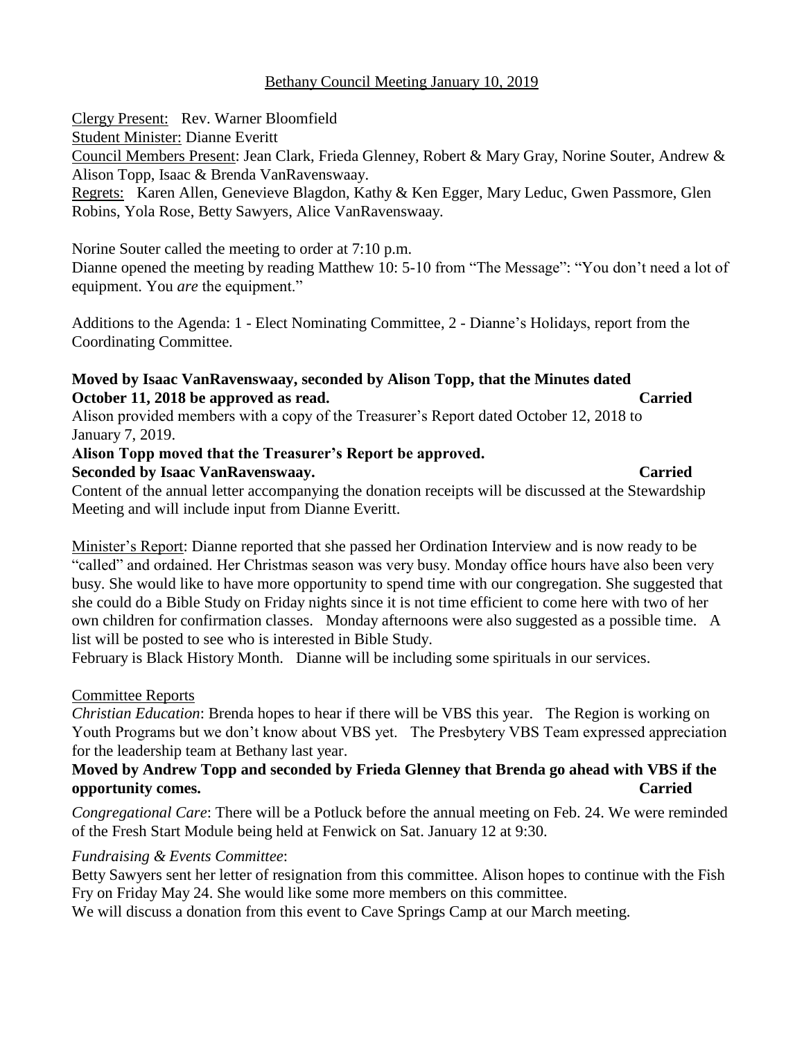# Bethany Council Meeting January 10, 2019

Clergy Present: Rev. Warner Bloomfield
Student Minister: Dianne Everitt
Council Members Present: Jean Clark, Frieda Glenney, Robert & Mary Gray, Norine Souter, Andrew & Alison Topp, Isaac & Brenda VanRavenswaay.
Regrets: Karen Allen, Genevieve Blagdon, Kathy & Ken Egger, Mary Leduc, Gwen Passmore, Glen Robins, Yola Rose, Betty Sawyers, Alice VanRavenswaay.

Norine Souter called the meeting to order at 7:10 p.m.
Dianne opened the meeting by reading Matthew 10: 5-10 from "The Message": "You don't need a lot of equipment. You *are* the equipment."

Additions to the Agenda: 1 - Elect Nominating Committee, 2 - Dianne's Holidays, report from the Coordinating Committee.

**Moved by Isaac VanRavenswaay, seconded by Alison Topp, that the Minutes dated October 11, 2018 be approved as read. Carried**

Alison provided members with a copy of the Treasurer's Report dated October 12, 2018 to January 7, 2019.

**Alison Topp moved that the Treasurer's Report be approved.**
**Seconded by Isaac VanRavenswaay. Carried**

Content of the annual letter accompanying the donation receipts will be discussed at the Stewardship Meeting and will include input from Dianne Everitt.

Minister's Report: Dianne reported that she passed her Ordination Interview and is now ready to be "called" and ordained. Her Christmas season was very busy. Monday office hours have also been very busy. She would like to have more opportunity to spend time with our congregation. She suggested that she could do a Bible Study on Friday nights since it is not time efficient to come here with two of her own children for confirmation classes. Monday afternoons were also suggested as a possible time. A list will be posted to see who is interested in Bible Study.
February is Black History Month. Dianne will be including some spirituals in our services.

## Committee Reports

*Christian Education*: Brenda hopes to hear if there will be VBS this year. The Region is working on Youth Programs but we don't know about VBS yet. The Presbytery VBS Team expressed appreciation for the leadership team at Bethany last year.

**Moved by Andrew Topp and seconded by Frieda Glenney that Brenda go ahead with VBS if the opportunity comes. Carried**

*Congregational Care*: There will be a Potluck before the annual meeting on Feb. 24. We were reminded of the Fresh Start Module being held at Fenwick on Sat. January 12 at 9:30.

*Fundraising & Events Committee*:
Betty Sawyers sent her letter of resignation from this committee. Alison hopes to continue with the Fish Fry on Friday May 24. She would like some more members on this committee.
We will discuss a donation from this event to Cave Springs Camp at our March meeting.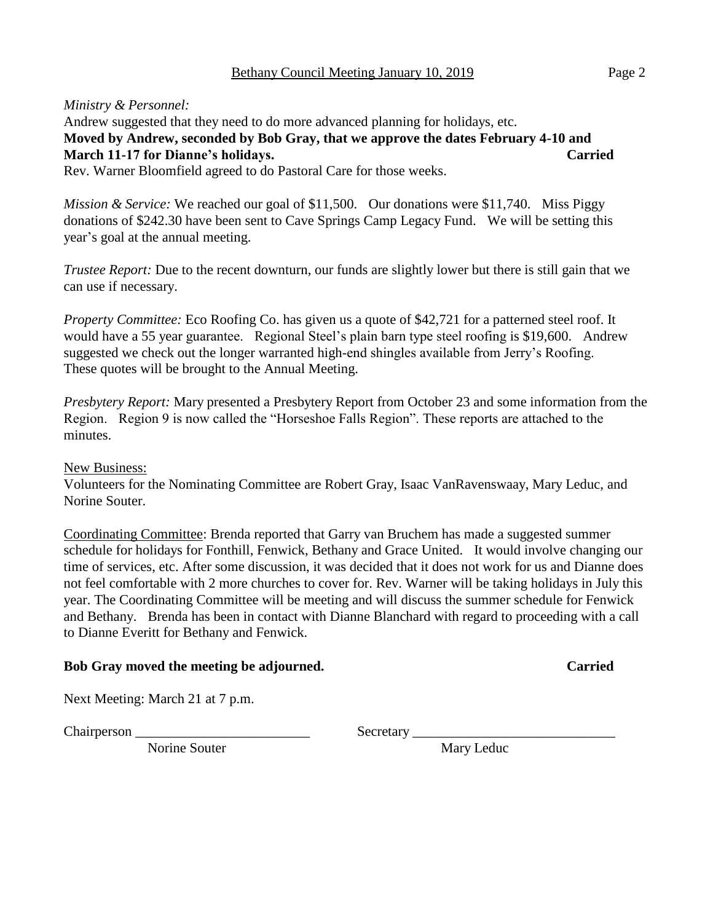*Ministry & Personnel:*
Andrew suggested that they need to do more advanced planning for holidays, etc.
**Moved by Andrew, seconded by Bob Gray, that we approve the dates February 4-10 and March 11-17 for Dianne's holidays. Carried**
Rev. Warner Bloomfield agreed to do Pastoral Care for those weeks.

*Mission & Service:* We reached our goal of $11,500. Our donations were $11,740. Miss Piggy donations of $242.30 have been sent to Cave Springs Camp Legacy Fund. We will be setting this year's goal at the annual meeting.

*Trustee Report:* Due to the recent downturn, our funds are slightly lower but there is still gain that we can use if necessary.

*Property Committee:* Eco Roofing Co. has given us a quote of $42,721 for a patterned steel roof. It would have a 55 year guarantee. Regional Steel's plain barn type steel roofing is $19,600. Andrew suggested we check out the longer warranted high-end shingles available from Jerry's Roofing. These quotes will be brought to the Annual Meeting.

*Presbytery Report:* Mary presented a Presbytery Report from October 23 and some information from the Region. Region 9 is now called the "Horseshoe Falls Region". These reports are attached to the minutes.

New Business:
Volunteers for the Nominating Committee are Robert Gray, Isaac VanRavenswaay, Mary Leduc, and Norine Souter.

Coordinating Committee: Brenda reported that Garry van Bruchem has made a suggested summer schedule for holidays for Fonthill, Fenwick, Bethany and Grace United. It would involve changing our time of services, etc. After some discussion, it was decided that it does not work for us and Dianne does not feel comfortable with 2 more churches to cover for. Rev. Warner will be taking holidays in July this year. The Coordinating Committee will be meeting and will discuss the summer schedule for Fenwick and Bethany. Brenda has been in contact with Dianne Blanchard with regard to proceeding with a call to Dianne Everitt for Bethany and Fenwick.

**Bob Gray moved the meeting be adjourned. Carried**

Next Meeting: March 21 at 7 p.m.

Chairperson _________________________ Secretary _____________________________
Norine Souter Mary Leduc